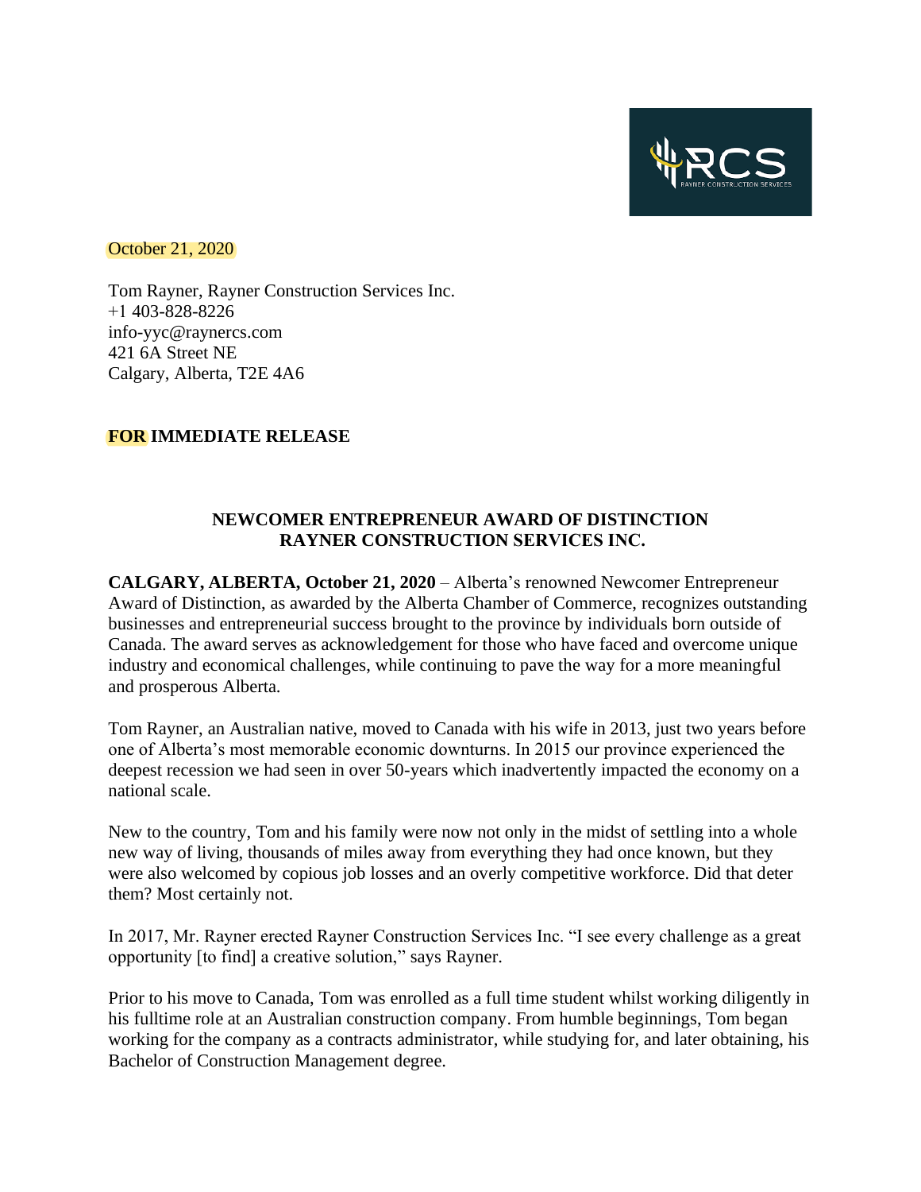October 21, 2020

Tom Rayner, Rayner Construction Services Inc.
+1 403-828-8226
info-yyc@raynercs.com
421 6A Street NE
Calgary, Alberta, T2E 4A6

**FOR IMMEDIATE RELEASE**

## NEWCOMER ENTREPRENEUR AWARD OF DISTINCTION
## RAYNER CONSTRUCTION SERVICES INC.

**CALGARY, ALBERTA, October 21, 2020** – Alberta's renowned Newcomer Entrepreneur Award of Distinction, as awarded by the Alberta Chamber of Commerce, recognizes outstanding businesses and entrepreneurial success brought to the province by individuals born outside of Canada. The award serves as acknowledgement for those who have faced and overcome unique industry and economical challenges, while continuing to pave the way for a more meaningful and prosperous Alberta.

Tom Rayner, an Australian native, moved to Canada with his wife in 2013, just two years before one of Alberta's most memorable economic downturns. In 2015 our province experienced the deepest recession we had seen in over 50-years which inadvertently impacted the economy on a national scale.

New to the country, Tom and his family were now not only in the midst of settling into a whole new way of living, thousands of miles away from everything they had once known, but they were also welcomed by copious job losses and an overly competitive workforce. Did that deter them? Most certainly not.

In 2017, Mr. Rayner erected Rayner Construction Services Inc. "I see every challenge as a great opportunity [to find] a creative solution," says Rayner.

Prior to his move to Canada, Tom was enrolled as a full time student whilst working diligently in his fulltime role at an Australian construction company. From humble beginnings, Tom began working for the company as a contracts administrator, while studying for, and later obtaining, his Bachelor of Construction Management degree.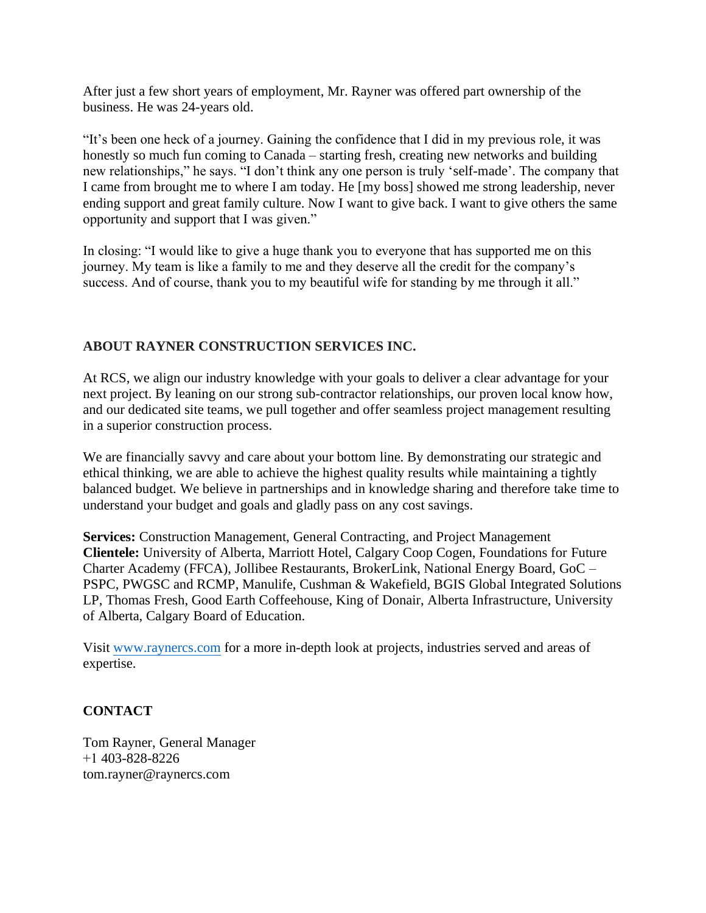After just a few short years of employment, Mr. Rayner was offered part ownership of the business. He was 24-years old.

"It's been one heck of a journey. Gaining the confidence that I did in my previous role, it was honestly so much fun coming to Canada – starting fresh, creating new networks and building new relationships," he says. "I don't think any one person is truly 'self-made'. The company that I came from brought me to where I am today. He [my boss] showed me strong leadership, never ending support and great family culture. Now I want to give back. I want to give others the same opportunity and support that I was given."

In closing: "I would like to give a huge thank you to everyone that has supported me on this journey. My team is like a family to me and they deserve all the credit for the company's success. And of course, thank you to my beautiful wife for standing by me through it all."

## ABOUT RAYNER CONSTRUCTION SERVICES INC.

At RCS, we align our industry knowledge with your goals to deliver a clear advantage for your next project. By leaning on our strong sub-contractor relationships, our proven local know how, and our dedicated site teams, we pull together and offer seamless project management resulting in a superior construction process.

We are financially savvy and care about your bottom line. By demonstrating our strategic and ethical thinking, we are able to achieve the highest quality results while maintaining a tightly balanced budget. We believe in partnerships and in knowledge sharing and therefore take time to understand your budget and goals and gladly pass on any cost savings.

**Services:** Construction Management, General Contracting, and Project Management
**Clientele:** University of Alberta, Marriott Hotel, Calgary Coop Cogen, Foundations for Future Charter Academy (FFCA), Jollibee Restaurants, BrokerLink, National Energy Board, GoC – PSPC, PWGSC and RCMP, Manulife, Cushman & Wakefield, BGIS Global Integrated Solutions LP, Thomas Fresh, Good Earth Coffeehouse, King of Donair, Alberta Infrastructure, University of Alberta, Calgary Board of Education.

Visit [www.raynercs.com](http://www.raynercs.com) for a more in-depth look at projects, industries served and areas of expertise.

## CONTACT

Tom Rayner, General Manager
+1 403-828-8226
tom.rayner@raynercs.com